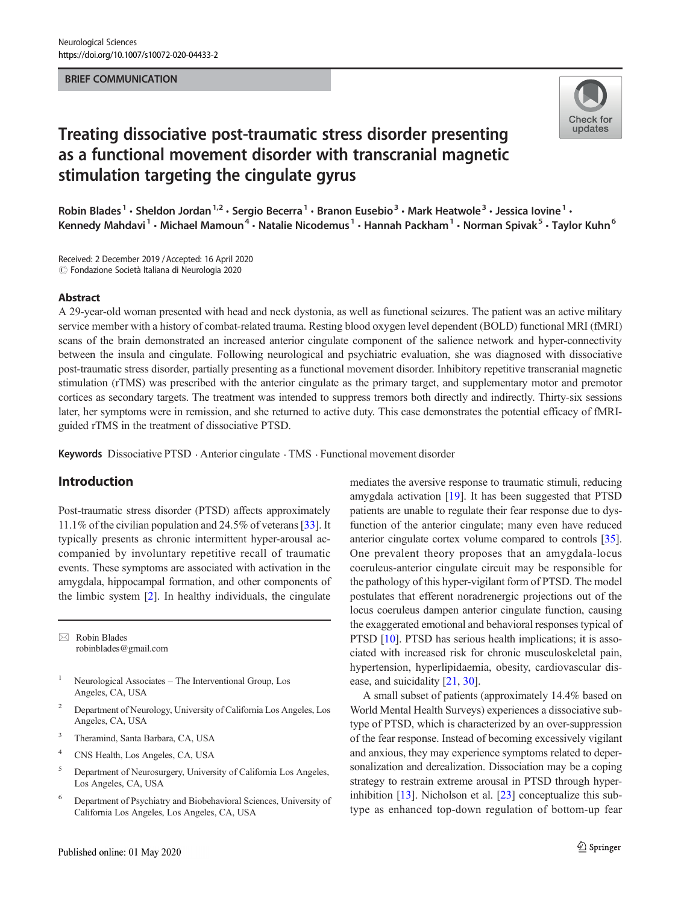BRIEF COMMUNICATION

# Treating dissociative post-traumatic stress disorder presenting as a functional movement disorder with transcranial magnetic stimulation targeting the cingulate gyrus

Robin Blades[1] · Sheldon Jordan[1,2] · Sergio Becerra[1] · Branon Eusebio[3] · Mark Heatwole[3] · Jessica Iovine[1] · Kennedy Mahdavi[1] · Michael Mamoun[4] · Natalie Nicodemus[1] · Hannah Packham[1] · Norman Spivak[5] · Taylor Kuhn[6]

Received: 2 December 2019 / Accepted: 16 April 2020
© Fondazione Società Italiana di Neurologia 2020

## Abstract

A 29-year-old woman presented with head and neck dystonia, as well as functional seizures. The patient was an active military service member with a history of combat-related trauma. Resting blood oxygen level dependent (BOLD) functional MRI (fMRI) scans of the brain demonstrated an increased anterior cingulate component of the salience network and hyper-connectivity between the insula and cingulate. Following neurological and psychiatric evaluation, she was diagnosed with dissociative post-traumatic stress disorder, partially presenting as a functional movement disorder. Inhibitory repetitive transcranial magnetic stimulation (rTMS) was prescribed with the anterior cingulate as the primary target, and supplementary motor and premotor cortices as secondary targets. The treatment was intended to suppress tremors both directly and indirectly. Thirty-six sessions later, her symptoms were in remission, and she returned to active duty. This case demonstrates the potential efficacy of fMRI-guided rTMS in the treatment of dissociative PTSD.

**Keywords** Dissociative PTSD · Anterior cingulate · TMS · Functional movement disorder

## Introduction

Post-traumatic stress disorder (PTSD) affects approximately 11.1% of the civilian population and 24.5% of veterans [33]. It typically presents as chronic intermittent hyper-arousal accompanied by involuntary repetitive recall of traumatic events. These symptoms are associated with activation in the amygdala, hippocampal formation, and other components of the limbic system [2]. In healthy individuals, the cingulate mediates the aversive response to traumatic stimuli, reducing amygdala activation [19]. It has been suggested that PTSD patients are unable to regulate their fear response due to dysfunction of the anterior cingulate; many even have reduced anterior cingulate cortex volume compared to controls [35]. One prevalent theory proposes that an amygdala-locus coeruleus-anterior cingulate circuit may be responsible for the pathology of this hyper-vigilant form of PTSD. The model postulates that efferent noradrenergic projections out of the locus coeruleus dampen anterior cingulate function, causing the exaggerated emotional and behavioral responses typical of PTSD [10]. PTSD has serious health implications; it is associated with increased risk for chronic musculoskeletal pain, hypertension, hyperlipidaemia, obesity, cardiovascular disease, and suicidality [21, 30].

A small subset of patients (approximately 14.4% based on World Mental Health Surveys) experiences a dissociative subtype of PTSD, which is characterized by an over-suppression of the fear response. Instead of becoming excessively vigilant and anxious, they may experience symptoms related to depersonalization and derealization. Dissociation may be a coping strategy to restrain extreme arousal in PTSD through hyper-inhibition [13]. Nicholson et al. [23] conceptualize this subtype as enhanced top-down regulation of bottom-up fear

---

✉ Robin Blades
robinblades@gmail.com

[1] Neurological Associates – The Interventional Group, Los Angeles, CA, USA

[2] Department of Neurology, University of California Los Angeles, Los Angeles, CA, USA

[3] Theramind, Santa Barbara, CA, USA

[4] CNS Health, Los Angeles, CA, USA

[5] Department of Neurosurgery, University of California Los Angeles, Los Angeles, CA, USA

[6] Department of Psychiatry and Biobehavioral Sciences, University of California Los Angeles, Los Angeles, CA, USA

Published online: 01 May 2020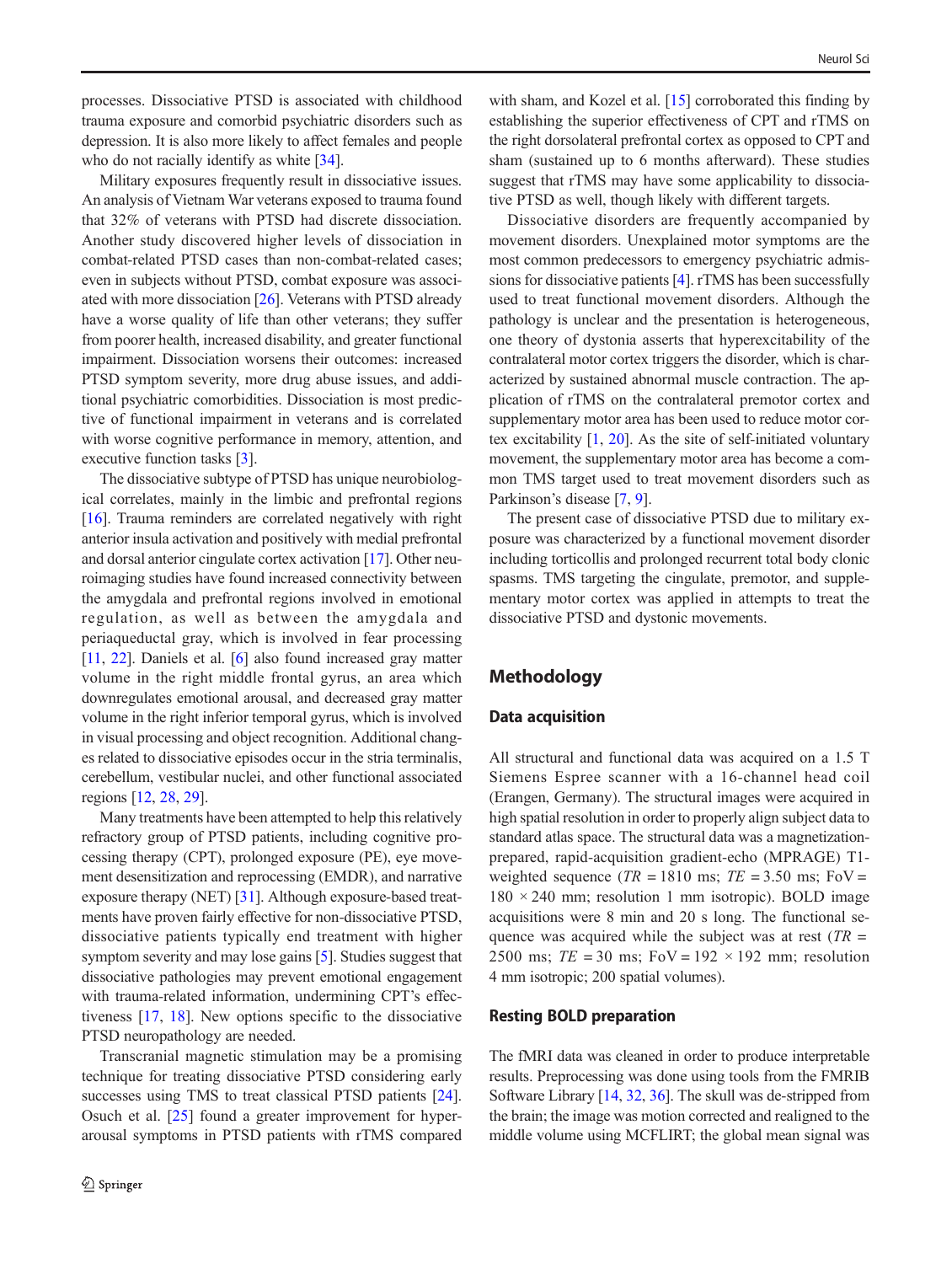processes. Dissociative PTSD is associated with childhood trauma exposure and comorbid psychiatric disorders such as depression. It is also more likely to affect females and people who do not racially identify as white [34].

Military exposures frequently result in dissociative issues. An analysis of Vietnam War veterans exposed to trauma found that 32% of veterans with PTSD had discrete dissociation. Another study discovered higher levels of dissociation in combat-related PTSD cases than non-combat-related cases; even in subjects without PTSD, combat exposure was associated with more dissociation [26]. Veterans with PTSD already have a worse quality of life than other veterans; they suffer from poorer health, increased disability, and greater functional impairment. Dissociation worsens their outcomes: increased PTSD symptom severity, more drug abuse issues, and additional psychiatric comorbidities. Dissociation is most predictive of functional impairment in veterans and is correlated with worse cognitive performance in memory, attention, and executive function tasks [3].

The dissociative subtype of PTSD has unique neurobiological correlates, mainly in the limbic and prefrontal regions [16]. Trauma reminders are correlated negatively with right anterior insula activation and positively with medial prefrontal and dorsal anterior cingulate cortex activation [17]. Other neuroimaging studies have found increased connectivity between the amygdala and prefrontal regions involved in emotional regulation, as well as between the amygdala and periaqueductal gray, which is involved in fear processing [11, 22]. Daniels et al. [6] also found increased gray matter volume in the right middle frontal gyrus, an area which downregulates emotional arousal, and decreased gray matter volume in the right inferior temporal gyrus, which is involved in visual processing and object recognition. Additional changes related to dissociative episodes occur in the stria terminalis, cerebellum, vestibular nuclei, and other functional associated regions [12, 28, 29].

Many treatments have been attempted to help this relatively refractory group of PTSD patients, including cognitive processing therapy (CPT), prolonged exposure (PE), eye movement desensitization and reprocessing (EMDR), and narrative exposure therapy (NET) [31]. Although exposure-based treatments have proven fairly effective for non-dissociative PTSD, dissociative patients typically end treatment with higher symptom severity and may lose gains [5]. Studies suggest that dissociative pathologies may prevent emotional engagement with trauma-related information, undermining CPT's effectiveness [17, 18]. New options specific to the dissociative PTSD neuropathology are needed.

Transcranial magnetic stimulation may be a promising technique for treating dissociative PTSD considering early successes using TMS to treat classical PTSD patients [24]. Osuch et al. [25] found a greater improvement for hyperarousal symptoms in PTSD patients with rTMS compared with sham, and Kozel et al. [15] corroborated this finding by establishing the superior effectiveness of CPT and rTMS on the right dorsolateral prefrontal cortex as opposed to CPT and sham (sustained up to 6 months afterward). These studies suggest that rTMS may have some applicability to dissociative PTSD as well, though likely with different targets.

Dissociative disorders are frequently accompanied by movement disorders. Unexplained motor symptoms are the most common predecessors to emergency psychiatric admissions for dissociative patients [4]. rTMS has been successfully used to treat functional movement disorders. Although the pathology is unclear and the presentation is heterogeneous, one theory of dystonia asserts that hyperexcitability of the contralateral motor cortex triggers the disorder, which is characterized by sustained abnormal muscle contraction. The application of rTMS on the contralateral premotor cortex and supplementary motor area has been used to reduce motor cortex excitability [1, 20]. As the site of self-initiated voluntary movement, the supplementary motor area has become a common TMS target used to treat movement disorders such as Parkinson's disease [7, 9].

The present case of dissociative PTSD due to military exposure was characterized by a functional movement disorder including torticollis and prolonged recurrent total body clonic spasms. TMS targeting the cingulate, premotor, and supplementary motor cortex was applied in attempts to treat the dissociative PTSD and dystonic movements.

## Methodology

### Data acquisition

All structural and functional data was acquired on a 1.5 T Siemens Espree scanner with a 16-channel head coil (Erangen, Germany). The structural images were acquired in high spatial resolution in order to properly align subject data to standard atlas space. The structural data was a magnetization-prepared, rapid-acquisition gradient-echo (MPRAGE) T1-weighted sequence ($TR$ = 1810 ms; $TE$ = 3.50 ms; FoV = 180 × 240 mm; resolution 1 mm isotropic). BOLD image acquisitions were 8 min and 20 s long. The functional sequence was acquired while the subject was at rest ($TR$ = 2500 ms; $TE$ = 30 ms; FoV = 192 × 192 mm; resolution 4 mm isotropic; 200 spatial volumes).

### Resting BOLD preparation

The fMRI data was cleaned in order to produce interpretable results. Preprocessing was done using tools from the FMRIB Software Library [14, 32, 36]. The skull was de-stripped from the brain; the image was motion corrected and realigned to the middle volume using MCFLIRT; the global mean signal was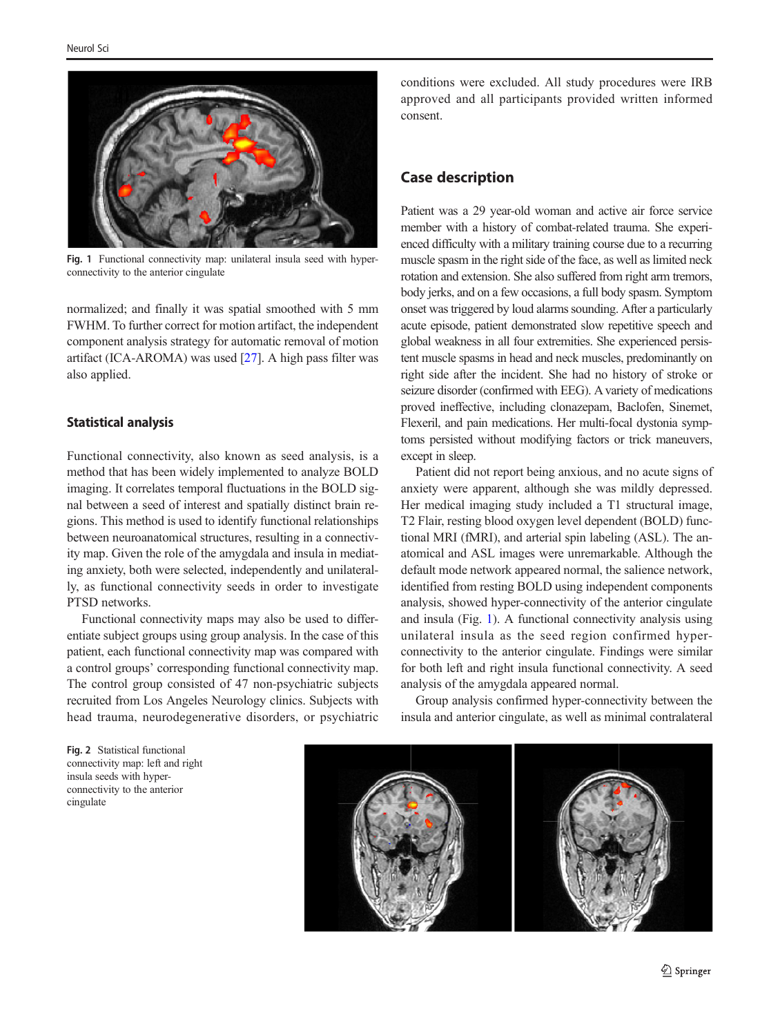Fig. 1 Functional connectivity map: unilateral insula seed with hyper-connectivity to the anterior cingulate

normalized; and finally it was spatial smoothed with 5 mm FWHM. To further correct for motion artifact, the independent component analysis strategy for automatic removal of motion artifact (ICA-AROMA) was used [27]. A high pass filter was also applied.

### Statistical analysis

Functional connectivity, also known as seed analysis, is a method that has been widely implemented to analyze BOLD imaging. It correlates temporal fluctuations in the BOLD signal between a seed of interest and spatially distinct brain regions. This method is used to identify functional relationships between neuroanatomical structures, resulting in a connectivity map. Given the role of the amygdala and insula in mediating anxiety, both were selected, independently and unilaterally, as functional connectivity seeds in order to investigate PTSD networks.

Functional connectivity maps may also be used to differentiate subject groups using group analysis. In the case of this patient, each functional connectivity map was compared with a control groups' corresponding functional connectivity map. The control group consisted of 47 non-psychiatric subjects recruited from Los Angeles Neurology clinics. Subjects with head trauma, neurodegenerative disorders, or psychiatric conditions were excluded. All study procedures were IRB approved and all participants provided written informed consent.

## Case description

Patient was a 29 year-old woman and active air force service member with a history of combat-related trauma. She experienced difficulty with a military training course due to a recurring muscle spasm in the right side of the face, as well as limited neck rotation and extension. She also suffered from right arm tremors, body jerks, and on a few occasions, a full body spasm. Symptom onset was triggered by loud alarms sounding. After a particularly acute episode, patient demonstrated slow repetitive speech and global weakness in all four extremities. She experienced persistent muscle spasms in head and neck muscles, predominantly on right side after the incident. She had no history of stroke or seizure disorder (confirmed with EEG). A variety of medications proved ineffective, including clonazepam, Baclofen, Sinemet, Flexeril, and pain medications. Her multi-focal dystonia symptoms persisted without modifying factors or trick maneuvers, except in sleep.

Patient did not report being anxious, and no acute signs of anxiety were apparent, although she was mildly depressed. Her medical imaging study included a T1 structural image, T2 Flair, resting blood oxygen level dependent (BOLD) functional MRI (fMRI), and arterial spin labeling (ASL). The anatomical and ASL images were unremarkable. Although the default mode network appeared normal, the salience network, identified from resting BOLD using independent components analysis, showed hyper-connectivity of the anterior cingulate and insula (Fig. 1). A functional connectivity analysis using unilateral insula as the seed region confirmed hyper-connectivity to the anterior cingulate. Findings were similar for both left and right insula functional connectivity. A seed analysis of the amygdala appeared normal.

Group analysis confirmed hyper-connectivity between the insula and anterior cingulate, as well as minimal contralateral

Fig. 2 Statistical functional connectivity map: left and right insula seeds with hyper-connectivity to the anterior cingulate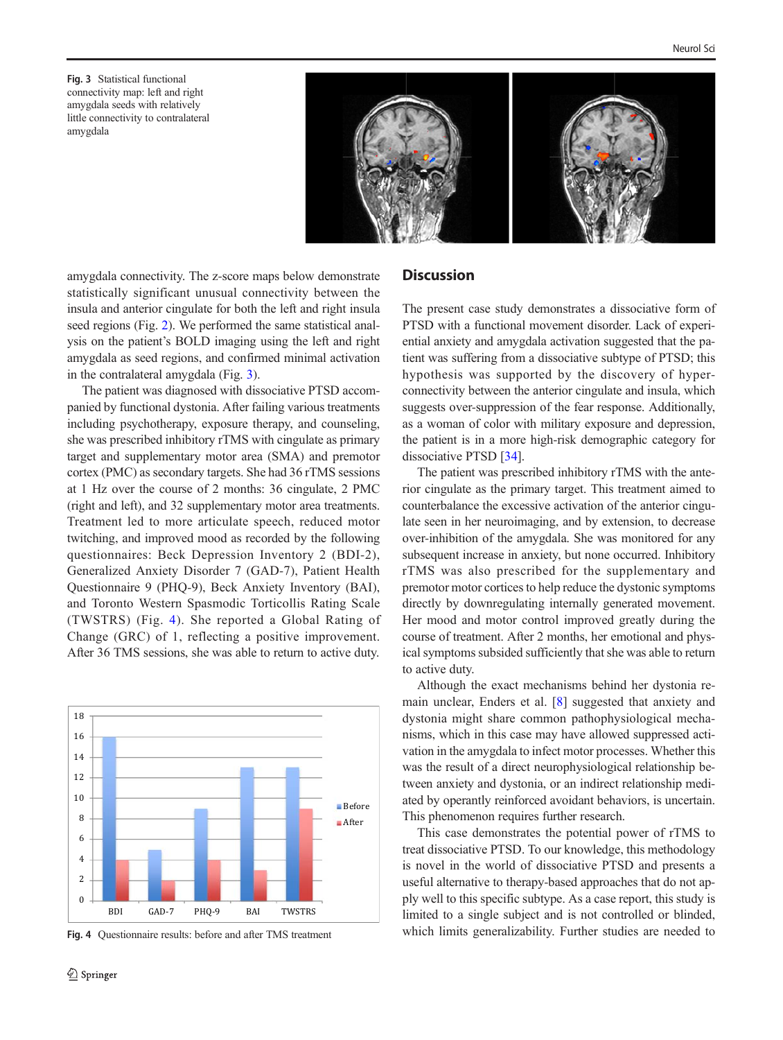Fig. 3 Statistical functional connectivity map: left and right amygdala seeds with relatively little connectivity to contralateral amygdala

amygdala connectivity. The z-score maps below demonstrate statistically significant unusual connectivity between the insula and anterior cingulate for both the left and right insula seed regions (Fig. 2). We performed the same statistical analysis on the patient's BOLD imaging using the left and right amygdala as seed regions, and confirmed minimal activation in the contralateral amygdala (Fig. 3).

The patient was diagnosed with dissociative PTSD accompanied by functional dystonia. After failing various treatments including psychotherapy, exposure therapy, and counseling, she was prescribed inhibitory rTMS with cingulate as primary target and supplementary motor area (SMA) and premotor cortex (PMC) as secondary targets. She had 36 rTMS sessions at 1 Hz over the course of 2 months: 36 cingulate, 2 PMC (right and left), and 32 supplementary motor area treatments. Treatment led to more articulate speech, reduced motor twitching, and improved mood as recorded by the following questionnaires: Beck Depression Inventory 2 (BDI-2), Generalized Anxiety Disorder 7 (GAD-7), Patient Health Questionnaire 9 (PHQ-9), Beck Anxiety Inventory (BAI), and Toronto Western Spasmodic Torticollis Rating Scale (TWSTRS) (Fig. 4). She reported a Global Rating of Change (GRC) of 1, reflecting a positive improvement. After 36 TMS sessions, she was able to return to active duty.

18
16
14
12
10
8
6
4
2
0
BDI
GAD-7
PHQ-9
BAI
TWSTRS
Before
After

Fig. 4 Questionnaire results: before and after TMS treatment

## Discussion

The present case study demonstrates a dissociative form of PTSD with a functional movement disorder. Lack of experiential anxiety and amygdala activation suggested that the patient was suffering from a dissociative subtype of PTSD; this hypothesis was supported by the discovery of hyperconnectivity between the anterior cingulate and insula, which suggests over-suppression of the fear response. Additionally, as a woman of color with military exposure and depression, the patient is in a more high-risk demographic category for dissociative PTSD [34].

The patient was prescribed inhibitory rTMS with the anterior cingulate as the primary target. This treatment aimed to counterbalance the excessive activation of the anterior cingulate seen in her neuroimaging, and by extension, to decrease over-inhibition of the amygdala. She was monitored for any subsequent increase in anxiety, but none occurred. Inhibitory rTMS was also prescribed for the supplementary and premotor motor cortices to help reduce the dystonic symptoms directly by downregulating internally generated movement. Her mood and motor control improved greatly during the course of treatment. After 2 months, her emotional and physical symptoms subsided sufficiently that she was able to return to active duty.

Although the exact mechanisms behind her dystonia remain unclear, Enders et al. [8] suggested that anxiety and dystonia might share common pathophysiological mechanisms, which in this case may have allowed suppressed activation in the amygdala to infect motor processes. Whether this was the result of a direct neurophysiological relationship between anxiety and dystonia, or an indirect relationship mediated by operantly reinforced avoidant behaviors, is uncertain. This phenomenon requires further research.

This case demonstrates the potential power of rTMS to treat dissociative PTSD. To our knowledge, this methodology is novel in the world of dissociative PTSD and presents a useful alternative to therapy-based approaches that do not apply well to this specific subtype. As a case report, this study is limited to a single subject and is not controlled or blinded, which limits generalizability. Further studies are needed to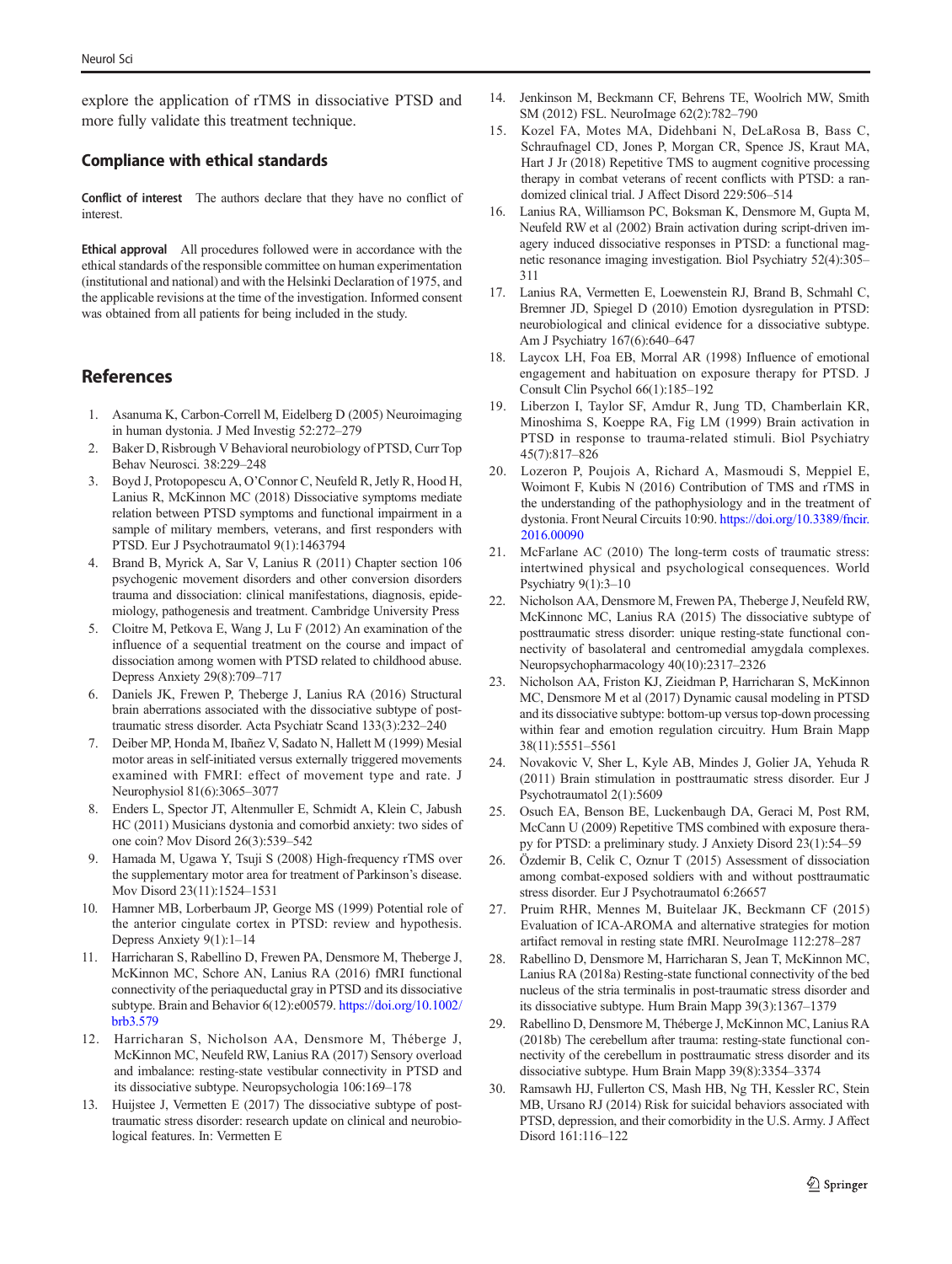explore the application of rTMS in dissociative PTSD and more fully validate this treatment technique.

## Compliance with ethical standards

**Conflict of interest** The authors declare that they have no conflict of interest.

**Ethical approval** All procedures followed were in accordance with the ethical standards of the responsible committee on human experimentation (institutional and national) and with the Helsinki Declaration of 1975, and the applicable revisions at the time of the investigation. Informed consent was obtained from all patients for being included in the study.

## References

1. Asanuma K, Carbon-Correll M, Eidelberg D (2005) Neuroimaging in human dystonia. J Med Investig 52:272–279
2. Baker D, Risbrough V Behavioral neurobiology of PTSD, Curr Top Behav Neurosci. 38:229–248
3. Boyd J, Protopopescu A, O'Connor C, Neufeld R, Jetly R, Hood H, Lanius R, McKinnon MC (2018) Dissociative symptoms mediate relation between PTSD symptoms and functional impairment in a sample of military members, veterans, and first responders with PTSD. Eur J Psychotraumatol 9(1):1463794
4. Brand B, Myrick A, Sar V, Lanius R (2011) Chapter section 106 psychogenic movement disorders and other conversion disorders trauma and dissociation: clinical manifestations, diagnosis, epidemiology, pathogenesis and treatment. Cambridge University Press
5. Cloitre M, Petkova E, Wang J, Lu F (2012) An examination of the influence of a sequential treatment on the course and impact of dissociation among women with PTSD related to childhood abuse. Depress Anxiety 29(8):709–717
6. Daniels JK, Frewen P, Theberge J, Lanius RA (2016) Structural brain aberrations associated with the dissociative subtype of post-traumatic stress disorder. Acta Psychiatr Scand 133(3):232–240
7. Deiber MP, Honda M, Ibañez V, Sadato N, Hallett M (1999) Mesial motor areas in self-initiated versus externally triggered movements examined with FMRI: effect of movement type and rate. J Neurophysiol 81(6):3065–3077
8. Enders L, Spector JT, Altenmuller E, Schmidt A, Klein C, Jabush HC (2011) Musicians dystonia and comorbid anxiety: two sides of one coin? Mov Disord 26(3):539–542
9. Hamada M, Ugawa Y, Tsuji S (2008) High-frequency rTMS over the supplementary motor area for treatment of Parkinson's disease. Mov Disord 23(11):1524–1531
10. Hamner MB, Lorberbaum JP, George MS (1999) Potential role of the anterior cingulate cortex in PTSD: review and hypothesis. Depress Anxiety 9(1):1–14
11. Harricharan S, Rabellino D, Frewen PA, Densmore M, Theberge J, McKinnon MC, Schore AN, Lanius RA (2016) fMRI functional connectivity of the periaqueductal gray in PTSD and its dissociative subtype. Brain and Behavior 6(12):e00579. https://doi.org/10.1002/brb3.579
12. Harricharan S, Nicholson AA, Densmore M, Théberge J, McKinnon MC, Neufeld RW, Lanius RA (2017) Sensory overload and imbalance: resting-state vestibular connectivity in PTSD and its dissociative subtype. Neuropsychologia 106:169–178
13. Huijstee J, Vermetten E (2017) The dissociative subtype of post-traumatic stress disorder: research update on clinical and neurobiological features. In: Vermetten E
14. Jenkinson M, Beckmann CF, Behrens TE, Woolrich MW, Smith SM (2012) FSL. NeuroImage 62(2):782–790
15. Kozel FA, Motes MA, Didehbani N, DeLaRosa B, Bass C, Schraufnagel CD, Jones P, Morgan CR, Spence JS, Kraut MA, Hart J Jr (2018) Repetitive TMS to augment cognitive processing therapy in combat veterans of recent conflicts with PTSD: a randomized clinical trial. J Affect Disord 229:506–514
16. Lanius RA, Williamson PC, Boksman K, Densmore M, Gupta M, Neufeld RW et al (2002) Brain activation during script-driven imagery induced dissociative responses in PTSD: a functional magnetic resonance imaging investigation. Biol Psychiatry 52(4):305–311
17. Lanius RA, Vermetten E, Loewenstein RJ, Brand B, Schmahl C, Bremner JD, Spiegel D (2010) Emotion dysregulation in PTSD: neurobiological and clinical evidence for a dissociative subtype. Am J Psychiatry 167(6):640–647
18. Laycox LH, Foa EB, Morral AR (1998) Influence of emotional engagement and habituation on exposure therapy for PTSD. J Consult Clin Psychol 66(1):185–192
19. Liberzon I, Taylor SF, Amdur R, Jung TD, Chamberlain KR, Minoshima S, Koeppe RA, Fig LM (1999) Brain activation in PTSD in response to trauma-related stimuli. Biol Psychiatry 45(7):817–826
20. Lozeron P, Poujois A, Richard A, Masmoudi S, Meppiel E, Woimont F, Kubis N (2016) Contribution of TMS and rTMS in the understanding of the pathophysiology and in the treatment of dystonia. Front Neural Circuits 10:90. https://doi.org/10.3389/fncir.2016.00090
21. McFarlane AC (2010) The long-term costs of traumatic stress: intertwined physical and psychological consequences. World Psychiatry 9(1):3–10
22. Nicholson AA, Densmore M, Frewen PA, Theberge J, Neufeld RW, McKinnonc MC, Lanius RA (2015) The dissociative subtype of posttraumatic stress disorder: unique resting-state functional connectivity of basolateral and centromedial amygdala complexes. Neuropsychopharmacology 40(10):2317–2326
23. Nicholson AA, Friston KJ, Zieidman P, Harricharan S, McKinnon MC, Densmore M et al (2017) Dynamic causal modeling in PTSD and its dissociative subtype: bottom-up versus top-down processing within fear and emotion regulation circuitry. Hum Brain Mapp 38(11):5551–5561
24. Novakovic V, Sher L, Kyle AB, Mindes J, Golier JA, Yehuda R (2011) Brain stimulation in posttraumatic stress disorder. Eur J Psychotraumatol 2(1):5609
25. Osuch EA, Benson BE, Luckenbaugh DA, Geraci M, Post RM, McCann U (2009) Repetitive TMS combined with exposure therapy for PTSD: a preliminary study. J Anxiety Disord 23(1):54–59
26. Özdemir B, Celik C, Oznur T (2015) Assessment of dissociation among combat-exposed soldiers with and without posttraumatic stress disorder. Eur J Psychotraumatol 6:26657
27. Pruim RHR, Mennes M, Buitelaar JK, Beckmann CF (2015) Evaluation of ICA-AROMA and alternative strategies for motion artifact removal in resting state fMRI. NeuroImage 112:278–287
28. Rabellino D, Densmore M, Harricharan S, Jean T, McKinnon MC, Lanius RA (2018a) Resting-state functional connectivity of the bed nucleus of the stria terminalis in post-traumatic stress disorder and its dissociative subtype. Hum Brain Mapp 39(3):1367–1379
29. Rabellino D, Densmore M, Théberge J, McKinnon MC, Lanius RA (2018b) The cerebellum after trauma: resting-state functional connectivity of the cerebellum in posttraumatic stress disorder and its dissociative subtype. Hum Brain Mapp 39(8):3354–3374
30. Ramsawh HJ, Fullerton CS, Mash HB, Ng TH, Kessler RC, Stein MB, Ursano RJ (2014) Risk for suicidal behaviors associated with PTSD, depression, and their comorbidity in the U.S. Army. J Affect Disord 161:116–122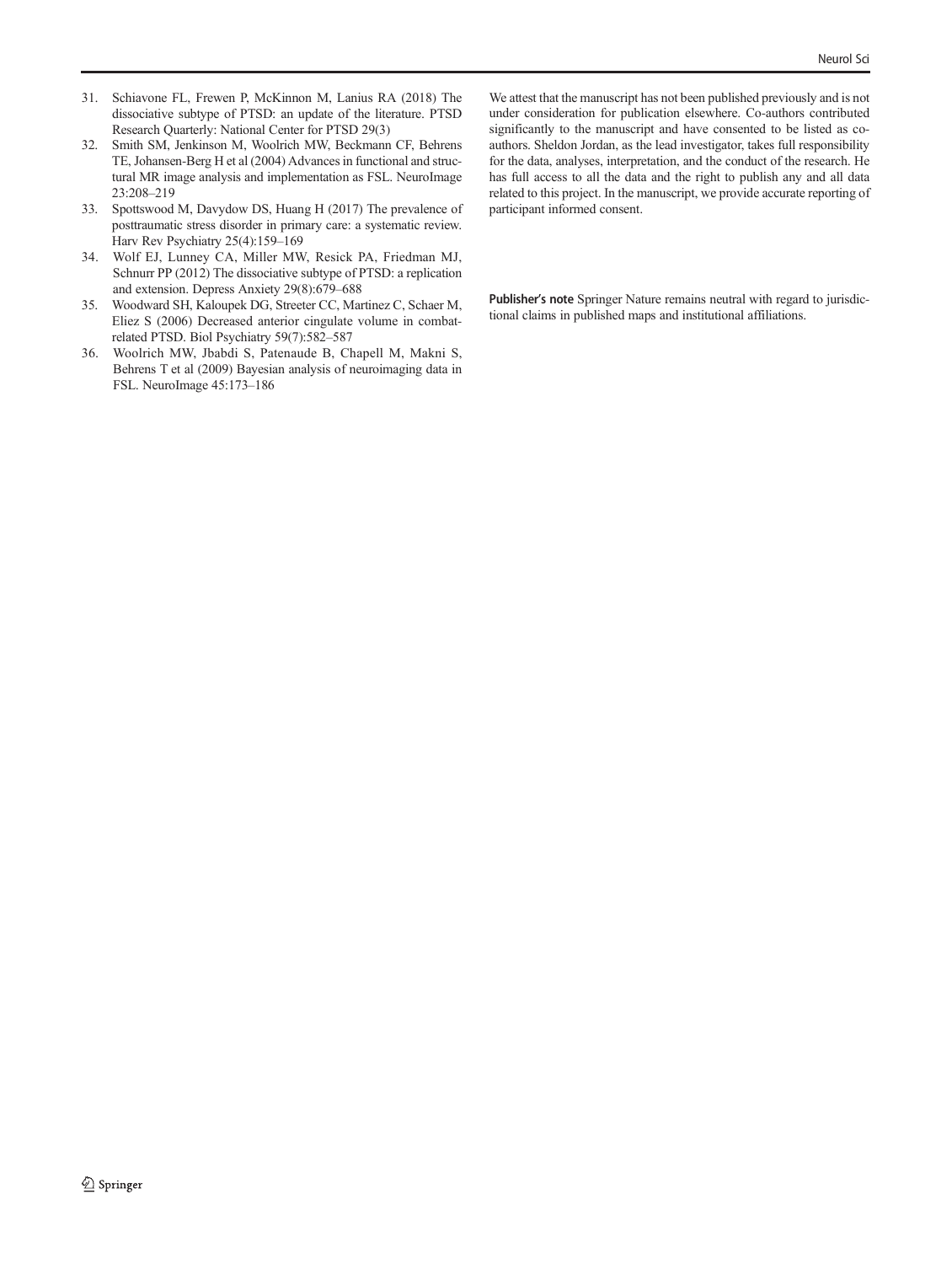31. Schiavone FL, Frewen P, McKinnon M, Lanius RA (2018) The dissociative subtype of PTSD: an update of the literature. PTSD Research Quarterly: National Center for PTSD 29(3)
32. Smith SM, Jenkinson M, Woolrich MW, Beckmann CF, Behrens TE, Johansen-Berg H et al (2004) Advances in functional and structural MR image analysis and implementation as FSL. NeuroImage 23:208–219
33. Spottswood M, Davydow DS, Huang H (2017) The prevalence of posttraumatic stress disorder in primary care: a systematic review. Harv Rev Psychiatry 25(4):159–169
34. Wolf EJ, Lunney CA, Miller MW, Resick PA, Friedman MJ, Schnurr PP (2012) The dissociative subtype of PTSD: a replication and extension. Depress Anxiety 29(8):679–688
35. Woodward SH, Kaloupek DG, Streeter CC, Martinez C, Schaer M, Eliez S (2006) Decreased anterior cingulate volume in combat-related PTSD. Biol Psychiatry 59(7):582–587
36. Woolrich MW, Jbabdi S, Patenaude B, Chapell M, Makni S, Behrens T et al (2009) Bayesian analysis of neuroimaging data in FSL. NeuroImage 45:173–186

We attest that the manuscript has not been published previously and is not under consideration for publication elsewhere. Co-authors contributed significantly to the manuscript and have consented to be listed as co-authors. Sheldon Jordan, as the lead investigator, takes full responsibility for the data, analyses, interpretation, and the conduct of the research. He has full access to all the data and the right to publish any and all data related to this project. In the manuscript, we provide accurate reporting of participant informed consent.

**Publisher's note** Springer Nature remains neutral with regard to jurisdictional claims in published maps and institutional affiliations.